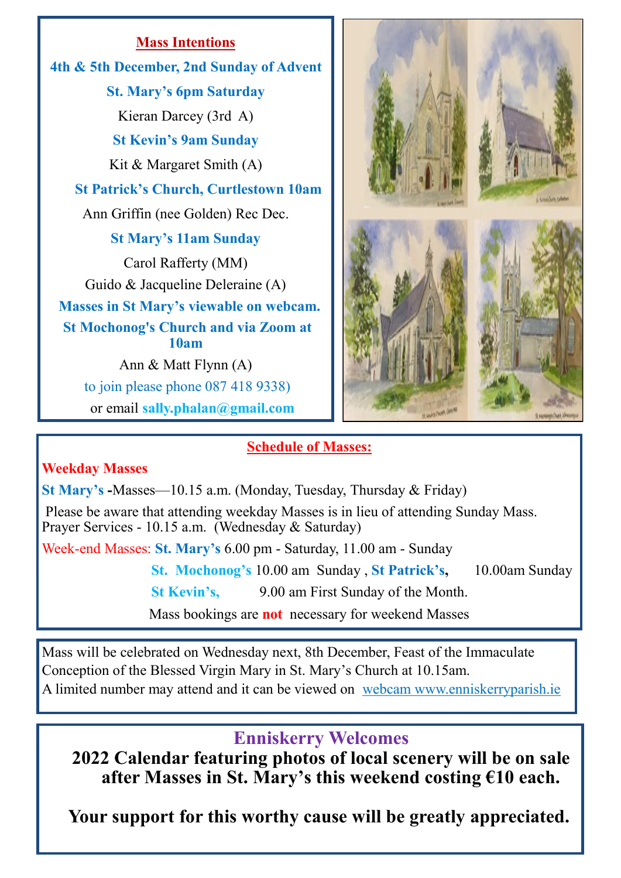## Mass Intentions

**4th & 5th December, 2nd Sunday of Advent**

**St. Mary's 6pm Saturday**

Kieran Darcey (3rd A)

**St Kevin's 9am Sunday**

Kit & Margaret Smith (A)

**St Patrick's Church, Curtlestown 10am**

Ann Griffin (nee Golden) Rec Dec.

**St Mary's 11am Sunday**

Carol Rafferty (MM)

Guido & Jacqueline Deleraine (A)

**Masses in St Mary's viewable on webcam.**

**St Mochonog's Church and via Zoom at 10am**

Ann & Matt Flynn (A)

to join please phone 087 418 9338)

or email **sally.phalan@gmail.com**

## Schedule of Masses:

**Weekday Masses**

**St Mary's** -Masses—10.15 a.m. (Monday, Tuesday, Thursday & Friday)

Please be aware that attending weekday Masses is in lieu of attending Sunday Mass.
Prayer Services - 10.15 a.m. (Wednesday & Saturday)

Week-end Masses: **St. Mary's** 6.00 pm - Saturday, 11.00 am - Sunday

**St. Mochonog's** 10.00 am Sunday , **St Patrick's,** 10.00am Sunday

**St Kevin's,** 9.00 am First Sunday of the Month.

Mass bookings are **not** necessary for weekend Masses

Mass will be celebrated on Wednesday next, 8th December, Feast of the Immaculate Conception of the Blessed Virgin Mary in St. Mary's Church at 10.15am.
A limited number may attend and it can be viewed on webcam www.enniskerryparish.ie

## Enniskerry Welcomes

**2022 Calendar featuring photos of local scenery will be on sale after Masses in St. Mary's this weekend costing €10 each.**

**Your support for this worthy cause will be greatly appreciated.**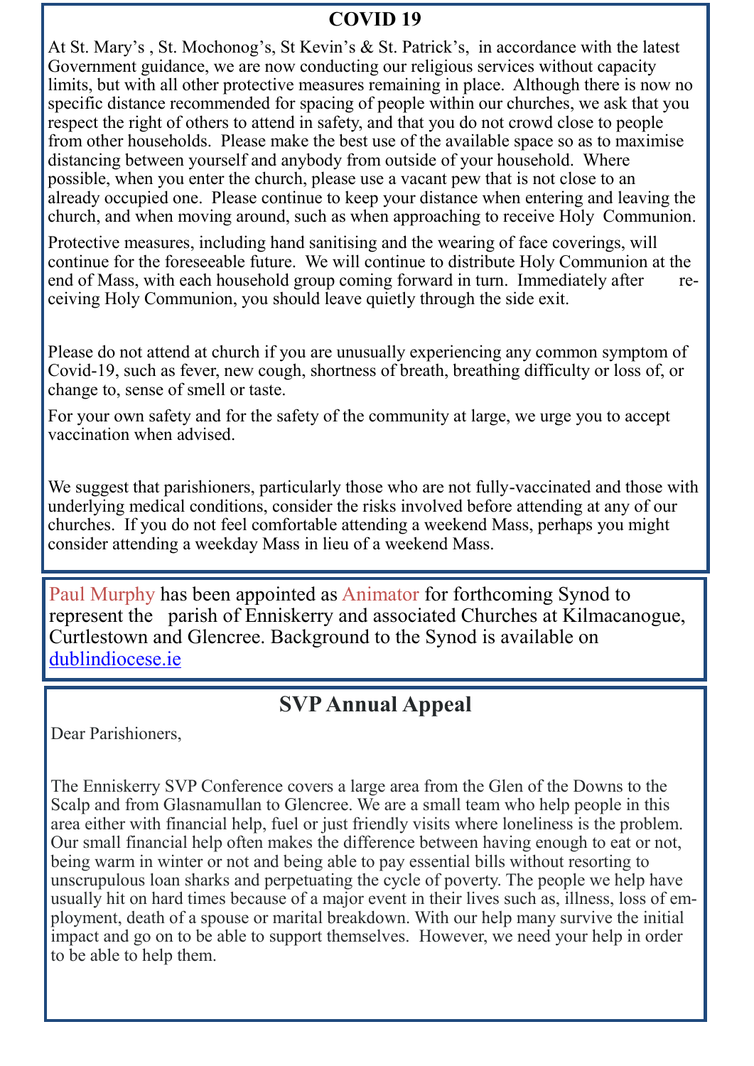## COVID 19

At St. Mary's , St. Mochonog's, St Kevin's & St. Patrick's, in accordance with the latest Government guidance, we are now conducting our religious services without capacity limits, but with all other protective measures remaining in place. Although there is now no specific distance recommended for spacing of people within our churches, we ask that you respect the right of others to attend in safety, and that you do not crowd close to people from other households. Please make the best use of the available space so as to maximise distancing between yourself and anybody from outside of your household. Where possible, when you enter the church, please use a vacant pew that is not close to an already occupied one. Please continue to keep your distance when entering and leaving the church, and when moving around, such as when approaching to receive Holy Communion.

Protective measures, including hand sanitising and the wearing of face coverings, will continue for the foreseeable future. We will continue to distribute Holy Communion at the end of Mass, with each household group coming forward in turn. Immediately after receiving Holy Communion, you should leave quietly through the side exit.

Please do not attend at church if you are unusually experiencing any common symptom of Covid-19, such as fever, new cough, shortness of breath, breathing difficulty or loss of, or change to, sense of smell or taste.

For your own safety and for the safety of the community at large, we urge you to accept vaccination when advised.

We suggest that parishioners, particularly those who are not fully-vaccinated and those with underlying medical conditions, consider the risks involved before attending at any of our churches. If you do not feel comfortable attending a weekend Mass, perhaps you might consider attending a weekday Mass in lieu of a weekend Mass.

Paul Murphy has been appointed as Animator for forthcoming Synod to represent the parish of Enniskerry and associated Churches at Kilmacanogue, Curtlestown and Glencree. Background to the Synod is available on [dublindiocese.ie](dublindiocese.ie)

## SVP Annual Appeal

Dear Parishioners,

The Enniskerry SVP Conference covers a large area from the Glen of the Downs to the Scalp and from Glasnamullan to Glencree. We are a small team who help people in this area either with financial help, fuel or just friendly visits where loneliness is the problem. Our small financial help often makes the difference between having enough to eat or not, being warm in winter or not and being able to pay essential bills without resorting to unscrupulous loan sharks and perpetuating the cycle of poverty. The people we help have usually hit on hard times because of a major event in their lives such as, illness, loss of employment, death of a spouse or marital breakdown. With our help many survive the initial impact and go on to be able to support themselves. However, we need your help in order to be able to help them.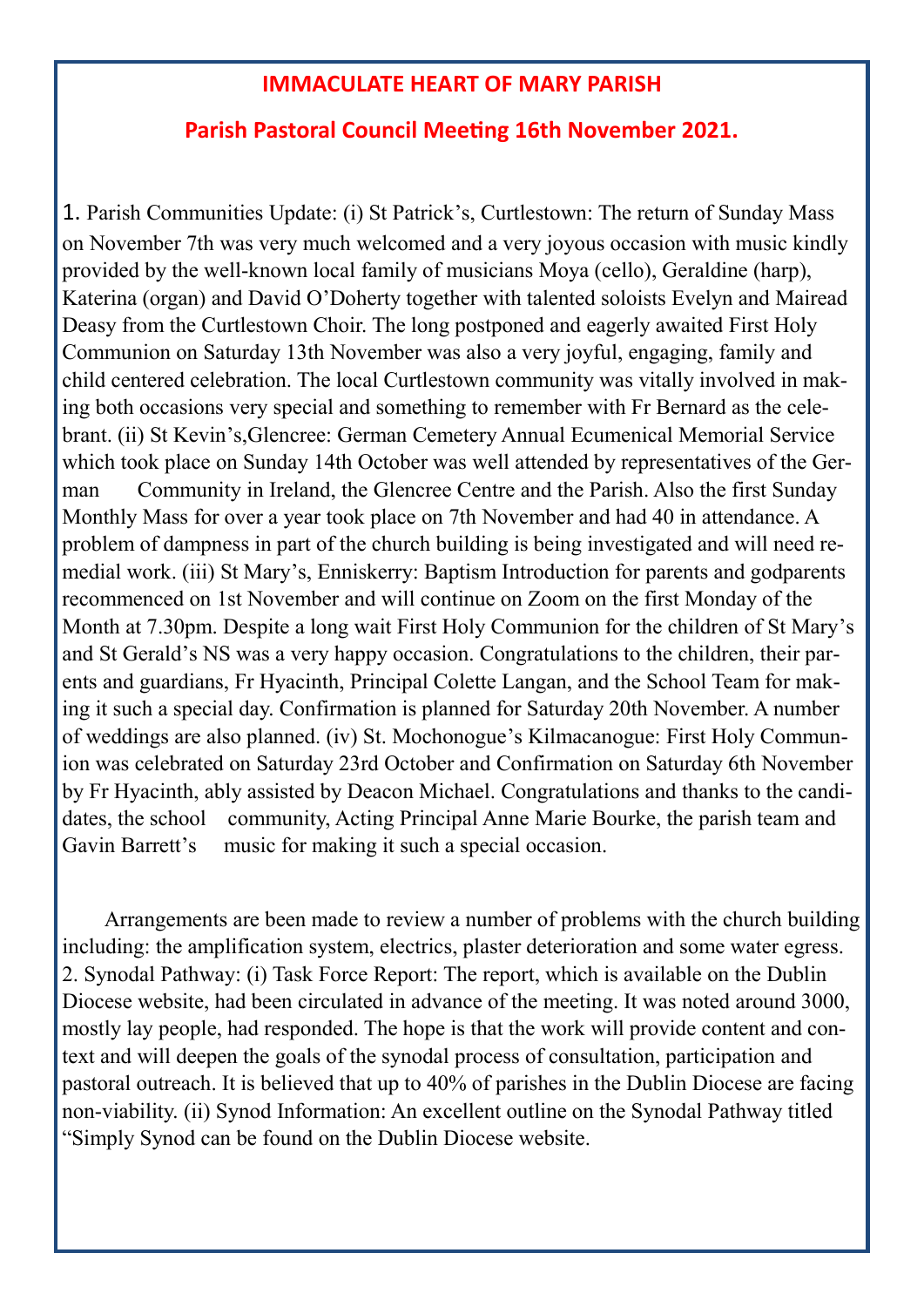## IMMACULATE HEART OF MARY PARISH

### Parish Pastoral Council Meeting 16th November 2021.

1. Parish Communities Update: (i) St Patrick's, Curtlestown: The return of Sunday Mass on November 7th was very much welcomed and a very joyous occasion with music kindly provided by the well-known local family of musicians Moya (cello), Geraldine (harp), Katerina (organ) and David O'Doherty together with talented soloists Evelyn and Mairead Deasy from the Curtlestown Choir. The long postponed and eagerly awaited First Holy Communion on Saturday 13th November was also a very joyful, engaging, family and child centered celebration. The local Curtlestown community was vitally involved in making both occasions very special and something to remember with Fr Bernard as the celebrant. (ii) St Kevin's,Glencree: German Cemetery Annual Ecumenical Memorial Service which took place on Sunday 14th October was well attended by representatives of the German Community in Ireland, the Glencree Centre and the Parish. Also the first Sunday Monthly Mass for over a year took place on 7th November and had 40 in attendance. A problem of dampness in part of the church building is being investigated and will need remedial work. (iii) St Mary's, Enniskerry: Baptism Introduction for parents and godparents recommenced on 1st November and will continue on Zoom on the first Monday of the Month at 7.30pm. Despite a long wait First Holy Communion for the children of St Mary's and St Gerald's NS was a very happy occasion. Congratulations to the children, their parents and guardians, Fr Hyacinth, Principal Colette Langan, and the School Team for making it such a special day. Confirmation is planned for Saturday 20th November. A number of weddings are also planned. (iv) St. Mochonogue's Kilmacanogue: First Holy Communion was celebrated on Saturday 23rd October and Confirmation on Saturday 6th November by Fr Hyacinth, ably assisted by Deacon Michael. Congratulations and thanks to the candidates, the school community, Acting Principal Anne Marie Bourke, the parish team and Gavin Barrett's music for making it such a special occasion.

Arrangements are been made to review a number of problems with the church building including: the amplification system, electrics, plaster deterioration and some water egress.

2. Synodal Pathway: (i) Task Force Report: The report, which is available on the Dublin Diocese website, had been circulated in advance of the meeting. It was noted around 3000, mostly lay people, had responded. The hope is that the work will provide content and context and will deepen the goals of the synodal process of consultation, participation and pastoral outreach. It is believed that up to 40% of parishes in the Dublin Diocese are facing non-viability. (ii) Synod Information: An excellent outline on the Synodal Pathway titled "Simply Synod can be found on the Dublin Diocese website.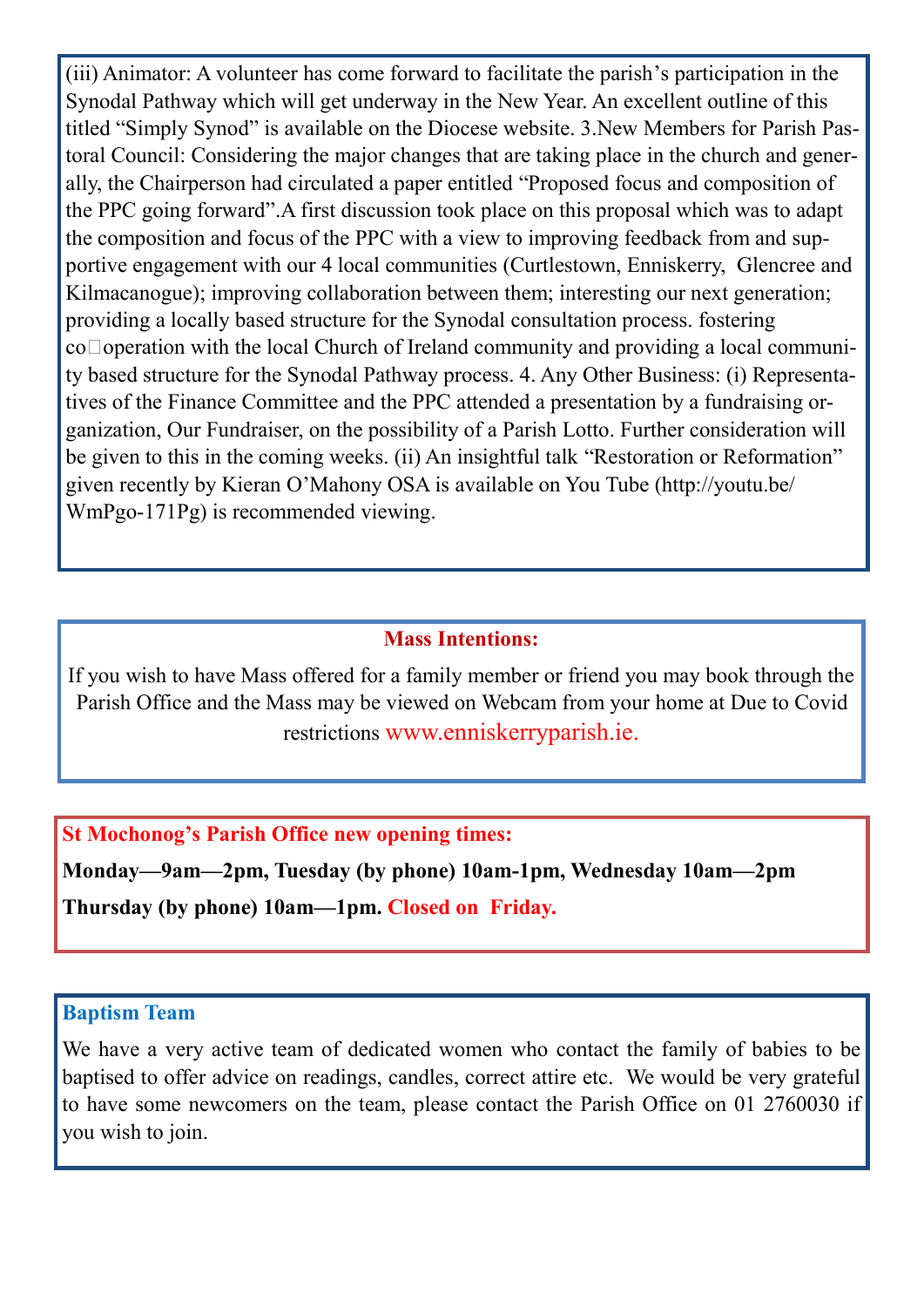(iii) Animator: A volunteer has come forward to facilitate the parish's participation in the Synodal Pathway which will get underway in the New Year. An excellent outline of this titled "Simply Synod" is available on the Diocese website. 3.New Members for Parish Pastoral Council: Considering the major changes that are taking place in the church and generally, the Chairperson had circulated a paper entitled "Proposed focus and composition of the PPC going forward".A first discussion took place on this proposal which was to adapt the composition and focus of the PPC with a view to improving feedback from and supportive engagement with our 4 local communities (Curtlestown, Enniskerry, Glencree and Kilmacanogue); improving collaboration between them; interesting our next generation; providing a locally based structure for the Synodal consultation process. fostering co-operation with the local Church of Ireland community and providing a local community based structure for the Synodal Pathway process. 4. Any Other Business: (i) Representatives of the Finance Committee and the PPC attended a presentation by a fundraising organization, Our Fundraiser, on the possibility of a Parish Lotto. Further consideration will be given to this in the coming weeks. (ii) An insightful talk "Restoration or Reformation" given recently by Kieran O'Mahony OSA is available on You Tube (http://youtu.be/WmPgo-171Pg) is recommended viewing.

**Mass Intentions:**

If you wish to have Mass offered for a family member or friend you may book through the Parish Office and the Mass may be viewed on Webcam from your home at Due to Covid restrictions www.enniskerryparish.ie.

**St Mochonog's Parish Office new opening times:**

**Monday—9am—2pm, Tuesday (by phone) 10am-1pm, Wednesday 10am—2pm**

**Thursday (by phone) 10am—1pm. Closed on Friday.**

**Baptism Team**

We have a very active team of dedicated women who contact the family of babies to be baptised to offer advice on readings, candles, correct attire etc. We would be very grateful to have some newcomers on the team, please contact the Parish Office on 01 2760030 if you wish to join.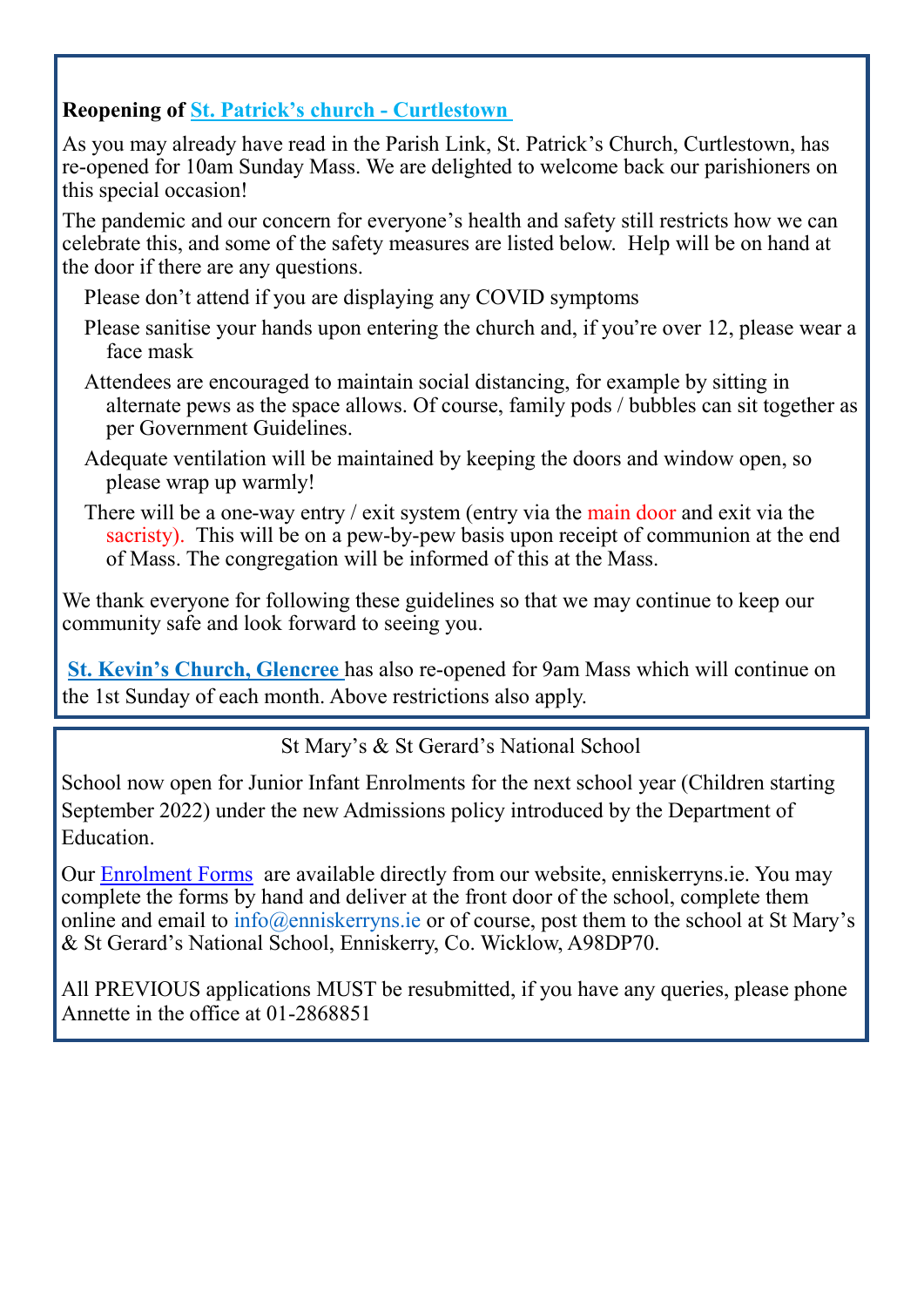**Reopening of St. Patrick's church - Curtlestown**

As you may already have read in the Parish Link, St. Patrick's Church, Curtlestown, has re-opened for 10am Sunday Mass. We are delighted to welcome back our parishioners on this special occasion!

The pandemic and our concern for everyone's health and safety still restricts how we can celebrate this, and some of the safety measures are listed below. Help will be on hand at the door if there are any questions.

- Please don't attend if you are displaying any COVID symptoms
- Please sanitise your hands upon entering the church and, if you're over 12, please wear a face mask
- Attendees are encouraged to maintain social distancing, for example by sitting in alternate pews as the space allows. Of course, family pods / bubbles can sit together as per Government Guidelines.
- Adequate ventilation will be maintained by keeping the doors and window open, so please wrap up warmly!
- There will be a one-way entry / exit system (entry via the main door and exit via the sacristy). This will be on a pew-by-pew basis upon receipt of communion at the end of Mass. The congregation will be informed of this at the Mass.

We thank everyone for following these guidelines so that we may continue to keep our community safe and look forward to seeing you.

**St. Kevin's Church, Glencree** has also re-opened for 9am Mass which will continue on the 1st Sunday of each month. Above restrictions also apply.

St Mary's & St Gerard's National School

School now open for Junior Infant Enrolments for the next school year (Children starting September 2022) under the new Admissions policy introduced by the Department of Education.

Our Enrolment Forms are available directly from our website, enniskerryns.ie. You may complete the forms by hand and deliver at the front door of the school, complete them online and email to info@enniskerryns.ie or of course, post them to the school at St Mary's & St Gerard's National School, Enniskerry, Co. Wicklow, A98DP70.

All PREVIOUS applications MUST be resubmitted, if you have any queries, please phone Annette in the office at 01-2868851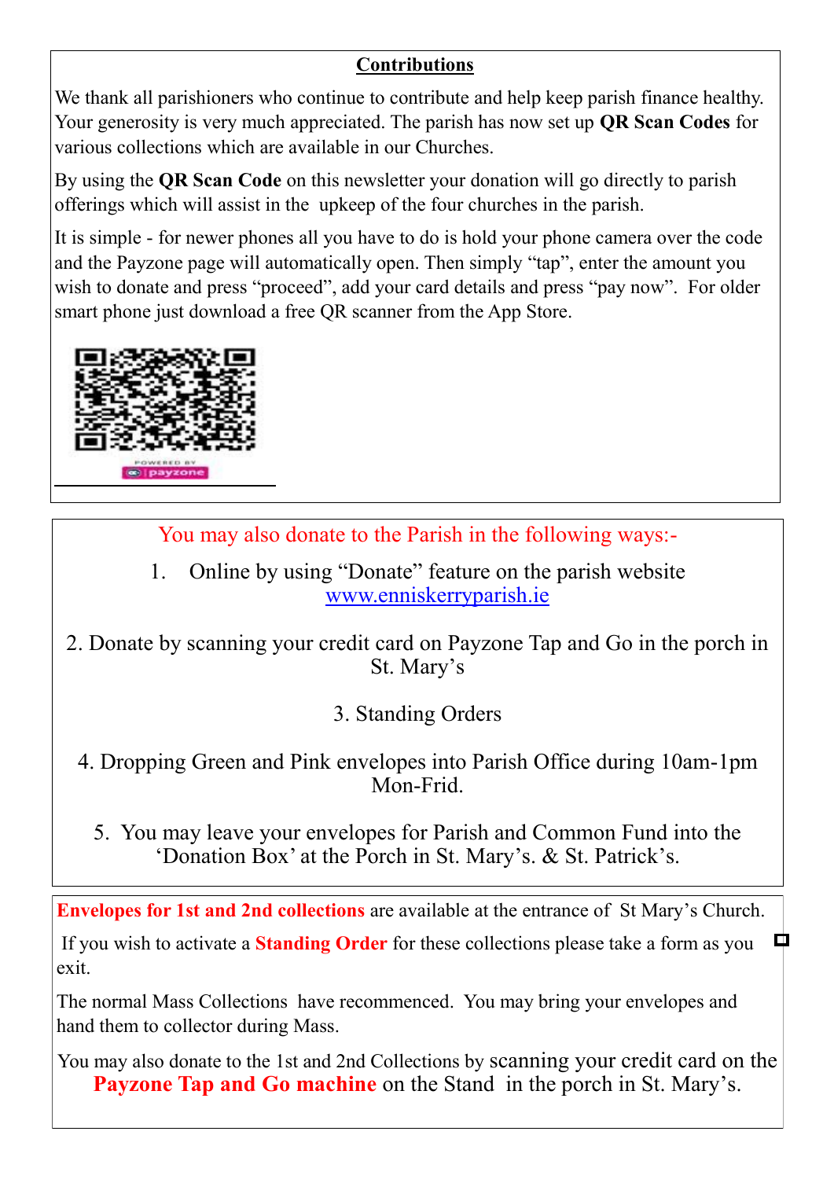## Contributions

We thank all parishioners who continue to contribute and help keep parish finance healthy. Your generosity is very much appreciated. The parish has now set up **QR Scan Codes** for various collections which are available in our Churches.

By using the **QR Scan Code** on this newsletter your donation will go directly to parish offerings which will assist in the upkeep of the four churches in the parish.

It is simple - for newer phones all you have to do is hold your phone camera over the code and the Payzone page will automatically open. Then simply "tap", enter the amount you wish to donate and press "proceed", add your card details and press "pay now". For older smart phone just download a free QR scanner from the App Store.

POWERED BY payzone

You may also donate to the Parish in the following ways:-

1. Online by using "Donate" feature on the parish website www.enniskerryparish.ie

2. Donate by scanning your credit card on Payzone Tap and Go in the porch in St. Mary's

3. Standing Orders

4. Dropping Green and Pink envelopes into Parish Office during 10am-1pm Mon-Frid.

5. You may leave your envelopes for Parish and Common Fund into the 'Donation Box' at the Porch in St. Mary's. & St. Patrick's.

**Envelopes for 1st and 2nd collections** are available at the entrance of St Mary's Church.

If you wish to activate a **Standing Order** for these collections please take a form as you exit.

The normal Mass Collections have recommenced. You may bring your envelopes and hand them to collector during Mass.

You may also donate to the 1st and 2nd Collections by scanning your credit card on the **Payzone Tap and Go machine** on the Stand in the porch in St. Mary's.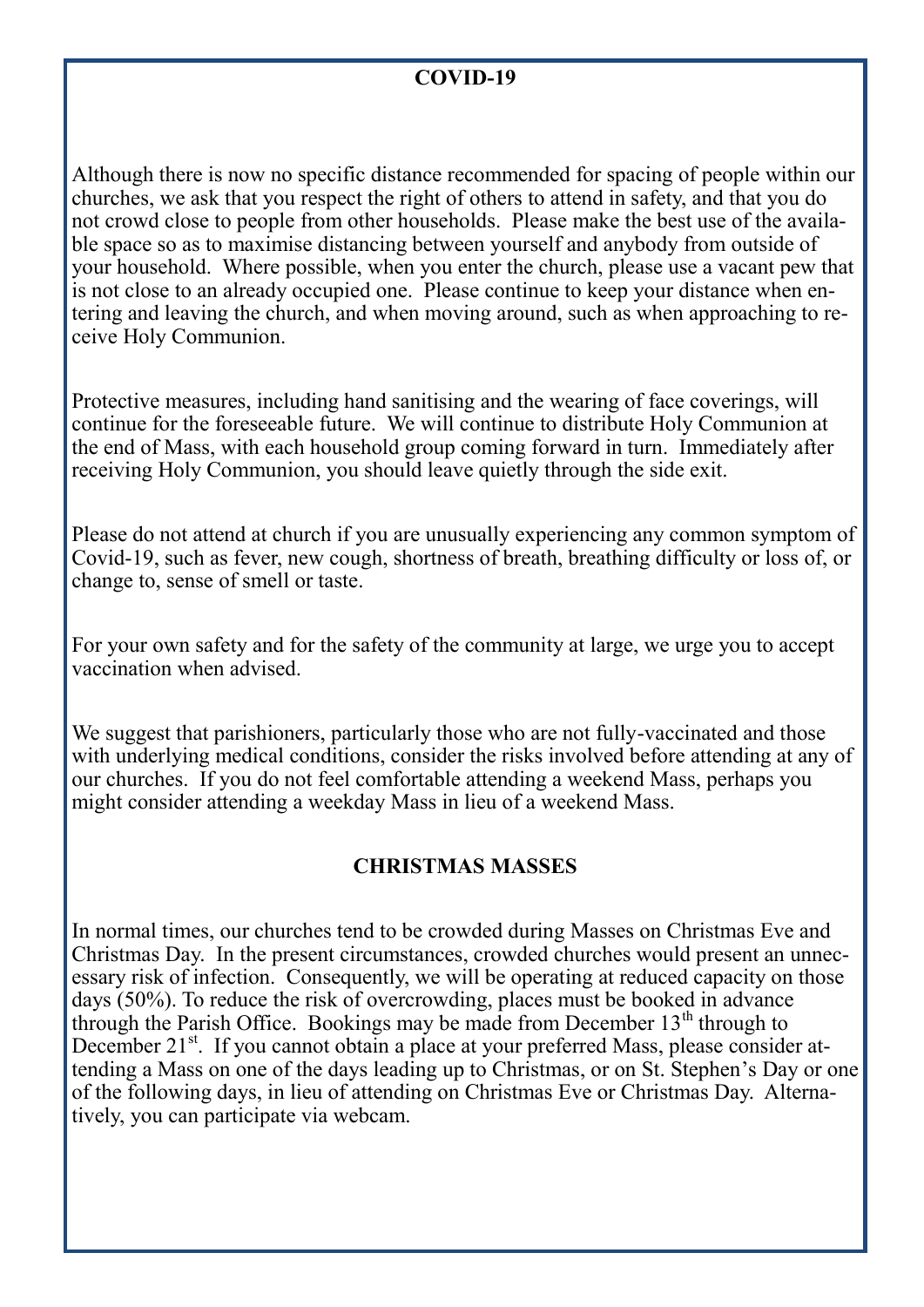## COVID-19

Although there is now no specific distance recommended for spacing of people within our churches, we ask that you respect the right of others to attend in safety, and that you do not crowd close to people from other households. Please make the best use of the available space so as to maximise distancing between yourself and anybody from outside of your household. Where possible, when you enter the church, please use a vacant pew that is not close to an already occupied one. Please continue to keep your distance when entering and leaving the church, and when moving around, such as when approaching to receive Holy Communion.

Protective measures, including hand sanitising and the wearing of face coverings, will continue for the foreseeable future. We will continue to distribute Holy Communion at the end of Mass, with each household group coming forward in turn. Immediately after receiving Holy Communion, you should leave quietly through the side exit.

Please do not attend at church if you are unusually experiencing any common symptom of Covid-19, such as fever, new cough, shortness of breath, breathing difficulty or loss of, or change to, sense of smell or taste.

For your own safety and for the safety of the community at large, we urge you to accept vaccination when advised.

We suggest that parishioners, particularly those who are not fully-vaccinated and those with underlying medical conditions, consider the risks involved before attending at any of our churches. If you do not feel comfortable attending a weekend Mass, perhaps you might consider attending a weekday Mass in lieu of a weekend Mass.

## CHRISTMAS MASSES

In normal times, our churches tend to be crowded during Masses on Christmas Eve and Christmas Day. In the present circumstances, crowded churches would present an unnecessary risk of infection. Consequently, we will be operating at reduced capacity on those days (50%). To reduce the risk of overcrowding, places must be booked in advance through the Parish Office. Bookings may be made from December 13th through to December 21st. If you cannot obtain a place at your preferred Mass, please consider attending a Mass on one of the days leading up to Christmas, or on St. Stephen's Day or one of the following days, in lieu of attending on Christmas Eve or Christmas Day. Alternatively, you can participate via webcam.